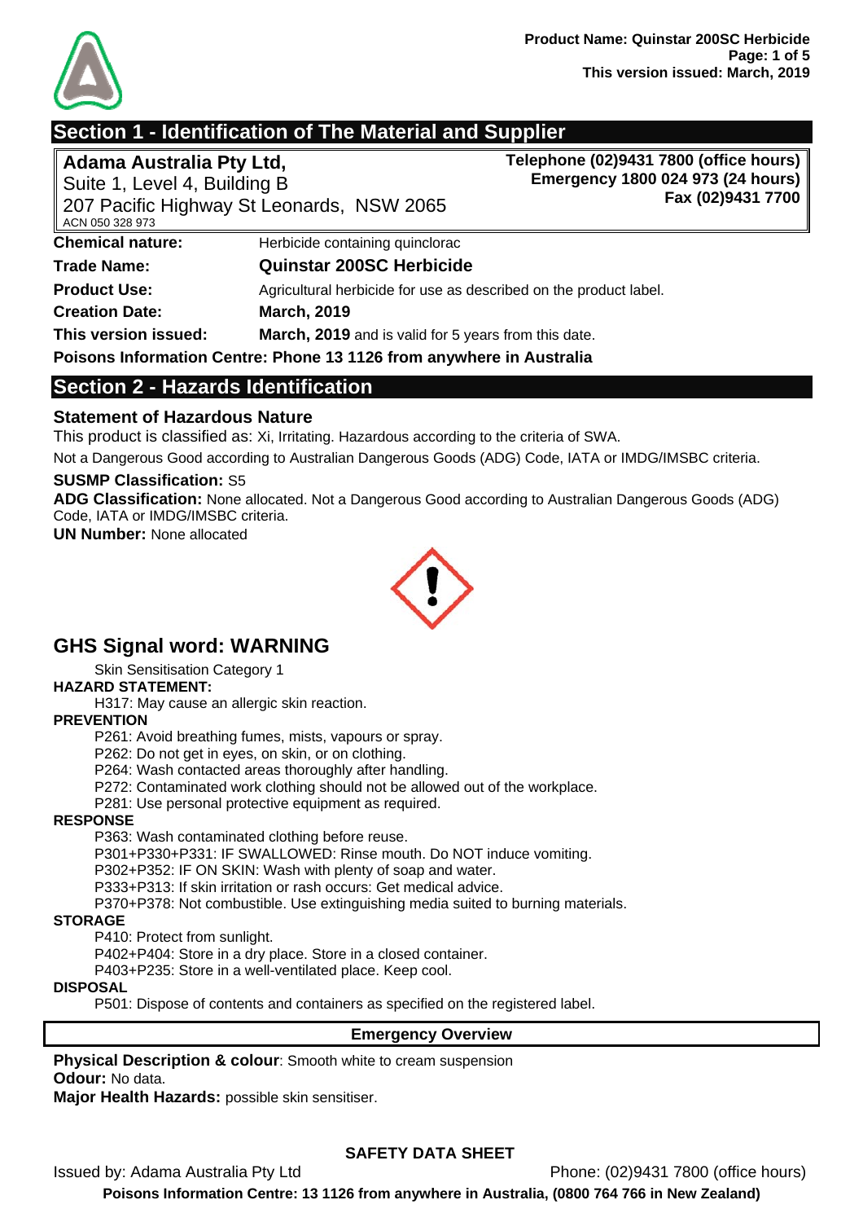## Section 1 - Identification of The Material and Supplier

**Adama Australia Pty Ltd,**
Suite 1, Level 4, Building B
207 Pacific Highway St Leonards, NSW 2065
ACN 050 328 973

**Telephone (02)9431 7800 (office hours)**
**Emergency 1800 024 973 (24 hours)**
**Fax (02)9431 7700**

| | |
|---|---|
| **Chemical nature:** | Herbicide containing quinclorac |
| **Trade Name:** | **Quinstar 200SC Herbicide** |
| **Product Use:** | Agricultural herbicide for use as described on the product label. |
| **Creation Date:** | **March, 2019** |
| **This version issued:** | **March, 2019** and is valid for 5 years from this date. |

**Poisons Information Centre: Phone 13 1126 from anywhere in Australia**

## Section 2 - Hazards Identification

### Statement of Hazardous Nature

This product is classified as: Xi, Irritating. Hazardous according to the criteria of SWA.

Not a Dangerous Good according to Australian Dangerous Goods (ADG) Code, IATA or IMDG/IMSBC criteria.

**SUSMP Classification:** S5

**ADG Classification:** None allocated. Not a Dangerous Good according to Australian Dangerous Goods (ADG) Code, IATA or IMDG/IMSBC criteria.

**UN Number:** None allocated

## GHS Signal word: WARNING

Skin Sensitisation Category 1

**HAZARD STATEMENT:**

H317: May cause an allergic skin reaction.

**PREVENTION**

P261: Avoid breathing fumes, mists, vapours or spray.
P262: Do not get in eyes, on skin, or on clothing.
P264: Wash contacted areas thoroughly after handling.
P272: Contaminated work clothing should not be allowed out of the workplace.
P281: Use personal protective equipment as required.

**RESPONSE**

P363: Wash contaminated clothing before reuse.
P301+P330+P331: IF SWALLOWED: Rinse mouth. Do NOT induce vomiting.
P302+P352: IF ON SKIN: Wash with plenty of soap and water.
P333+P313: If skin irritation or rash occurs: Get medical advice.
P370+P378: Not combustible. Use extinguishing media suited to burning materials.

**STORAGE**

P410: Protect from sunlight.
P402+P404: Store in a dry place. Store in a closed container.
P403+P235: Store in a well-ventilated place. Keep cool.

**DISPOSAL**

P501: Dispose of contents and containers as specified on the registered label.

**Emergency Overview**

**Physical Description & colour**: Smooth white to cream suspension
**Odour:** No data.
**Major Health Hazards:** possible skin sensitiser.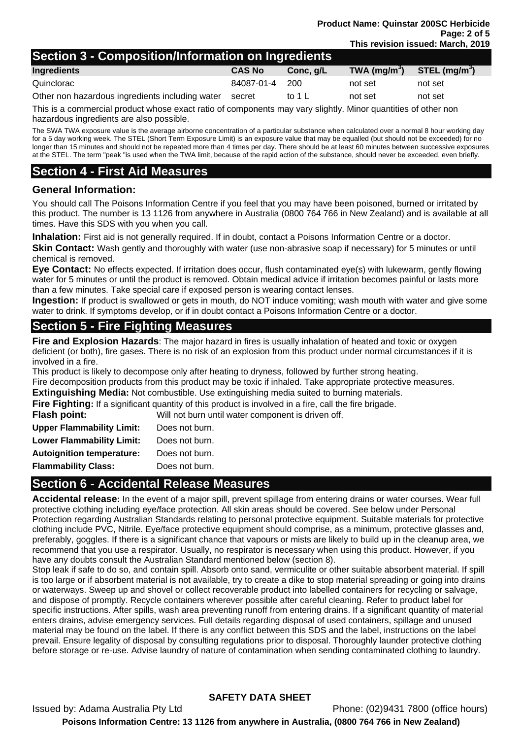## Section 3 - Composition/Information on Ingredients

| Ingredients | CAS No | Conc, g/L | TWA (mg/m$^3$) | STEL (mg/m$^3$) |
|---|---|---|---|---|
| Quinclorac | 84087-01-4 | 200 | not set | not set |
| Other non hazardous ingredients including water | secret | to 1 L | not set | not set |

This is a commercial product whose exact ratio of components may vary slightly. Minor quantities of other non hazardous ingredients are also possible.

The SWA TWA exposure value is the average airborne concentration of a particular substance when calculated over a normal 8 hour working day for a 5 day working week. The STEL (Short Term Exposure Limit) is an exposure value that may be equalled (but should not be exceeded) for no longer than 15 minutes and should not be repeated more than 4 times per day. There should be at least 60 minutes between successive exposures at the STEL. The term "peak "is used when the TWA limit, because of the rapid action of the substance, should never be exceeded, even briefly.

## Section 4 - First Aid Measures

### General Information:

You should call The Poisons Information Centre if you feel that you may have been poisoned, burned or irritated by this product. The number is 13 1126 from anywhere in Australia (0800 764 766 in New Zealand) and is available at all times. Have this SDS with you when you call.

**Inhalation:** First aid is not generally required. If in doubt, contact a Poisons Information Centre or a doctor.

**Skin Contact:** Wash gently and thoroughly with water (use non-abrasive soap if necessary) for 5 minutes or until chemical is removed.

**Eye Contact:** No effects expected. If irritation does occur, flush contaminated eye(s) with lukewarm, gently flowing water for 5 minutes or until the product is removed. Obtain medical advice if irritation becomes painful or lasts more than a few minutes. Take special care if exposed person is wearing contact lenses.

**Ingestion:** If product is swallowed or gets in mouth, do NOT induce vomiting; wash mouth with water and give some water to drink. If symptoms develop, or if in doubt contact a Poisons Information Centre or a doctor.

## Section 5 - Fire Fighting Measures

**Fire and Explosion Hazards**: The major hazard in fires is usually inhalation of heated and toxic or oxygen deficient (or both), fire gases. There is no risk of an explosion from this product under normal circumstances if it is involved in a fire.

This product is likely to decompose only after heating to dryness, followed by further strong heating.

Fire decomposition products from this product may be toxic if inhaled. Take appropriate protective measures.

**Extinguishing Media:** Not combustible. Use extinguishing media suited to burning materials.

**Fire Fighting:** If a significant quantity of this product is involved in a fire, call the fire brigade.

**Flash point:** Will not burn until water component is driven off.

**Upper Flammability Limit:** Does not burn.

**Lower Flammability Limit:** Does not burn.

**Autoignition temperature:** Does not burn.

**Flammability Class:** Does not burn.

## Section 6 - Accidental Release Measures

**Accidental release:** In the event of a major spill, prevent spillage from entering drains or water courses. Wear full protective clothing including eye/face protection. All skin areas should be covered. See below under Personal Protection regarding Australian Standards relating to personal protective equipment. Suitable materials for protective clothing include PVC, Nitrile. Eye/face protective equipment should comprise, as a minimum, protective glasses and, preferably, goggles. If there is a significant chance that vapours or mists are likely to build up in the cleanup area, we recommend that you use a respirator. Usually, no respirator is necessary when using this product. However, if you have any doubts consult the Australian Standard mentioned below (section 8).

Stop leak if safe to do so, and contain spill. Absorb onto sand, vermiculite or other suitable absorbent material. If spill is too large or if absorbent material is not available, try to create a dike to stop material spreading or going into drains or waterways. Sweep up and shovel or collect recoverable product into labelled containers for recycling or salvage, and dispose of promptly. Recycle containers wherever possible after careful cleaning. Refer to product label for specific instructions. After spills, wash area preventing runoff from entering drains. If a significant quantity of material enters drains, advise emergency services. Full details regarding disposal of used containers, spillage and unused material may be found on the label. If there is any conflict between this SDS and the label, instructions on the label prevail. Ensure legality of disposal by consulting regulations prior to disposal. Thoroughly launder protective clothing before storage or re-use. Advise laundry of nature of contamination when sending contaminated clothing to laundry.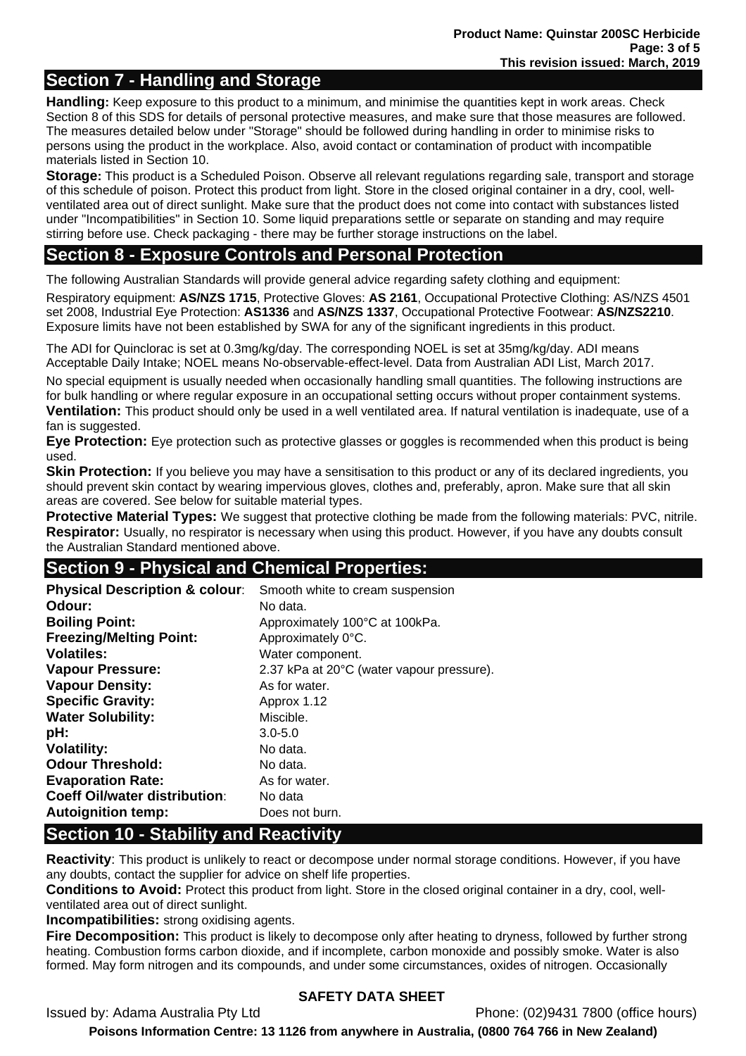## Section 7 - Handling and Storage

**Handling:** Keep exposure to this product to a minimum, and minimise the quantities kept in work areas. Check Section 8 of this SDS for details of personal protective measures, and make sure that those measures are followed. The measures detailed below under "Storage" should be followed during handling in order to minimise risks to persons using the product in the workplace. Also, avoid contact or contamination of product with incompatible materials listed in Section 10.

**Storage:** This product is a Scheduled Poison. Observe all relevant regulations regarding sale, transport and storage of this schedule of poison. Protect this product from light. Store in the closed original container in a dry, cool, well-ventilated area out of direct sunlight. Make sure that the product does not come into contact with substances listed under "Incompatibilities" in Section 10. Some liquid preparations settle or separate on standing and may require stirring before use. Check packaging - there may be further storage instructions on the label.

## Section 8 - Exposure Controls and Personal Protection

The following Australian Standards will provide general advice regarding safety clothing and equipment:

Respiratory equipment: **AS/NZS 1715**, Protective Gloves: **AS 2161**, Occupational Protective Clothing: AS/NZS 4501 set 2008, Industrial Eye Protection: **AS1336** and **AS/NZS 1337**, Occupational Protective Footwear: **AS/NZS2210**. Exposure limits have not been established by SWA for any of the significant ingredients in this product.

The ADI for Quinclorac is set at 0.3mg/kg/day. The corresponding NOEL is set at 35mg/kg/day. ADI means Acceptable Daily Intake; NOEL means No-observable-effect-level. Data from Australian ADI List, March 2017.

No special equipment is usually needed when occasionally handling small quantities. The following instructions are for bulk handling or where regular exposure in an occupational setting occurs without proper containment systems.

**Ventilation:** This product should only be used in a well ventilated area. If natural ventilation is inadequate, use of a fan is suggested.

**Eye Protection:** Eye protection such as protective glasses or goggles is recommended when this product is being used.

**Skin Protection:** If you believe you may have a sensitisation to this product or any of its declared ingredients, you should prevent skin contact by wearing impervious gloves, clothes and, preferably, apron. Make sure that all skin areas are covered. See below for suitable material types.

**Protective Material Types:** We suggest that protective clothing be made from the following materials: PVC, nitrile.

**Respirator:** Usually, no respirator is necessary when using this product. However, if you have any doubts consult the Australian Standard mentioned above.

## Section 9 - Physical and Chemical Properties:

| | |
|---|---|
| **Physical Description & colour**: | Smooth white to cream suspension |
| **Odour:** | No data. |
| **Boiling Point:** | Approximately 100°C at 100kPa. |
| **Freezing/Melting Point:** | Approximately 0°C. |
| **Volatiles:** | Water component. |
| **Vapour Pressure:** | 2.37 kPa at 20°C (water vapour pressure). |
| **Vapour Density:** | As for water. |
| **Specific Gravity:** | Approx 1.12 |
| **Water Solubility:** | Miscible. |
| **pH:** | 3.0-5.0 |
| **Volatility:** | No data. |
| **Odour Threshold:** | No data. |
| **Evaporation Rate:** | As for water. |
| **Coeff Oil/water distribution**: | No data |
| **Autoignition temp:** | Does not burn. |

## Section 10 - Stability and Reactivity

**Reactivity**: This product is unlikely to react or decompose under normal storage conditions. However, if you have any doubts, contact the supplier for advice on shelf life properties.

**Conditions to Avoid:** Protect this product from light. Store in the closed original container in a dry, cool, well-ventilated area out of direct sunlight.

**Incompatibilities:** strong oxidising agents.

**Fire Decomposition:** This product is likely to decompose only after heating to dryness, followed by further strong heating. Combustion forms carbon dioxide, and if incomplete, carbon monoxide and possibly smoke. Water is also formed. May form nitrogen and its compounds, and under some circumstances, oxides of nitrogen. Occasionally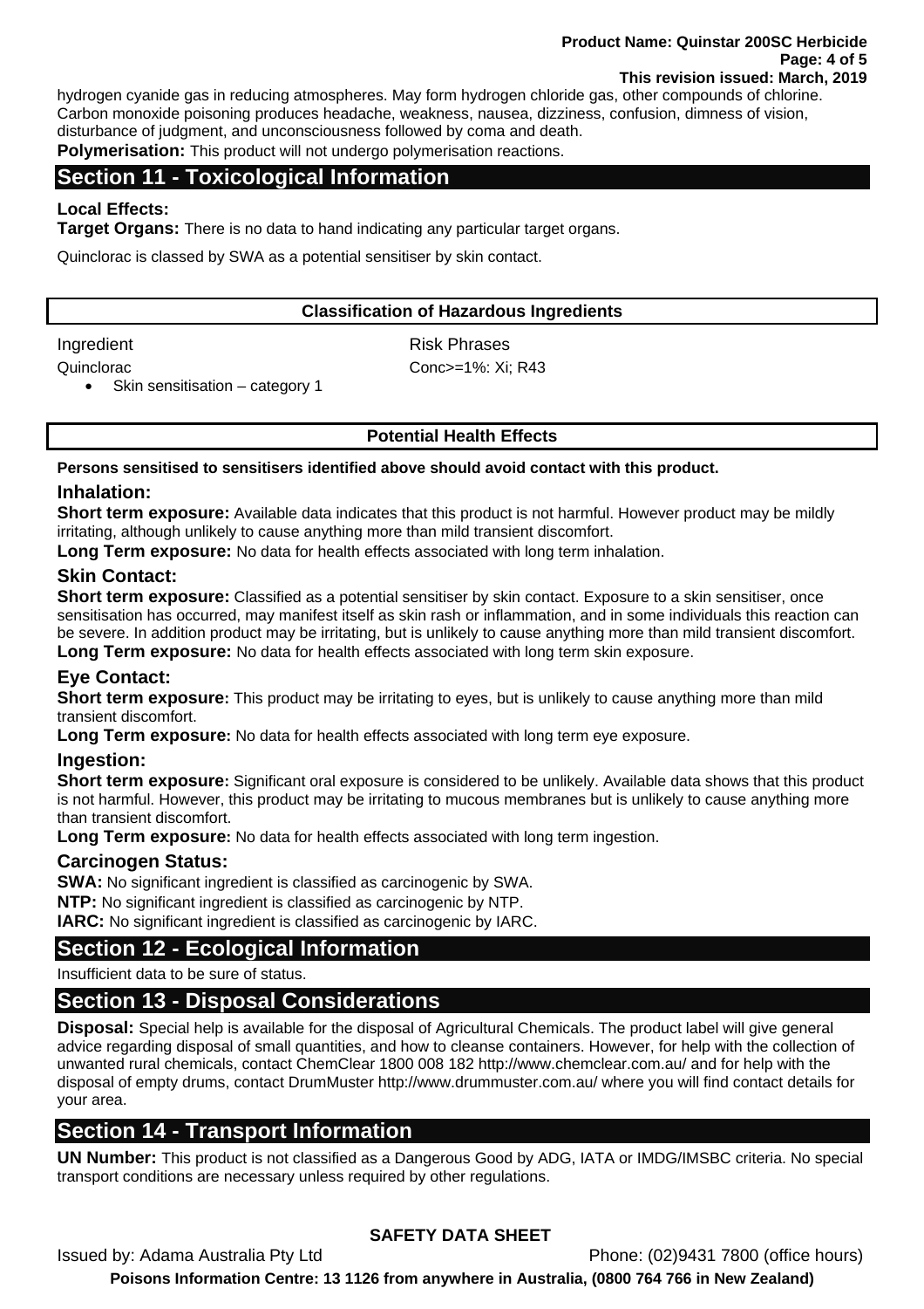hydrogen cyanide gas in reducing atmospheres. May form hydrogen chloride gas, other compounds of chlorine. Carbon monoxide poisoning produces headache, weakness, nausea, dizziness, confusion, dimness of vision, disturbance of judgment, and unconsciousness followed by coma and death.

**Polymerisation:** This product will not undergo polymerisation reactions.

## Section 11 - Toxicological Information

**Local Effects:**

**Target Organs:** There is no data to hand indicating any particular target organs.

Quinclorac is classed by SWA as a potential sensitiser by skin contact.

### Classification of Hazardous Ingredients

| Ingredient | Risk Phrases |
|---|---|
| Quinclorac<br>• Skin sensitisation – category 1 | Conc>=1%: Xi; R43 |

### Potential Health Effects

**Persons sensitised to sensitisers identified above should avoid contact with this product.**

### Inhalation:

**Short term exposure:** Available data indicates that this product is not harmful. However product may be mildly irritating, although unlikely to cause anything more than mild transient discomfort.

**Long Term exposure:** No data for health effects associated with long term inhalation.

### Skin Contact:

**Short term exposure:** Classified as a potential sensitiser by skin contact. Exposure to a skin sensitiser, once sensitisation has occurred, may manifest itself as skin rash or inflammation, and in some individuals this reaction can be severe. In addition product may be irritating, but is unlikely to cause anything more than mild transient discomfort.

**Long Term exposure:** No data for health effects associated with long term skin exposure.

### Eye Contact:

**Short term exposure:** This product may be irritating to eyes, but is unlikely to cause anything more than mild transient discomfort.

**Long Term exposure:** No data for health effects associated with long term eye exposure.

### Ingestion:

**Short term exposure:** Significant oral exposure is considered to be unlikely. Available data shows that this product is not harmful. However, this product may be irritating to mucous membranes but is unlikely to cause anything more than transient discomfort.

**Long Term exposure:** No data for health effects associated with long term ingestion.

### Carcinogen Status:

**SWA:** No significant ingredient is classified as carcinogenic by SWA.

**NTP:** No significant ingredient is classified as carcinogenic by NTP.

**IARC:** No significant ingredient is classified as carcinogenic by IARC.

## Section 12 - Ecological Information

Insufficient data to be sure of status.

## Section 13 - Disposal Considerations

**Disposal:** Special help is available for the disposal of Agricultural Chemicals. The product label will give general advice regarding disposal of small quantities, and how to cleanse containers. However, for help with the collection of unwanted rural chemicals, contact ChemClear 1800 008 182 http://www.chemclear.com.au/ and for help with the disposal of empty drums, contact DrumMuster http://www.drummuster.com.au/ where you will find contact details for your area.

## Section 14 - Transport Information

**UN Number:** This product is not classified as a Dangerous Good by ADG, IATA or IMDG/IMSBC criteria. No special transport conditions are necessary unless required by other regulations.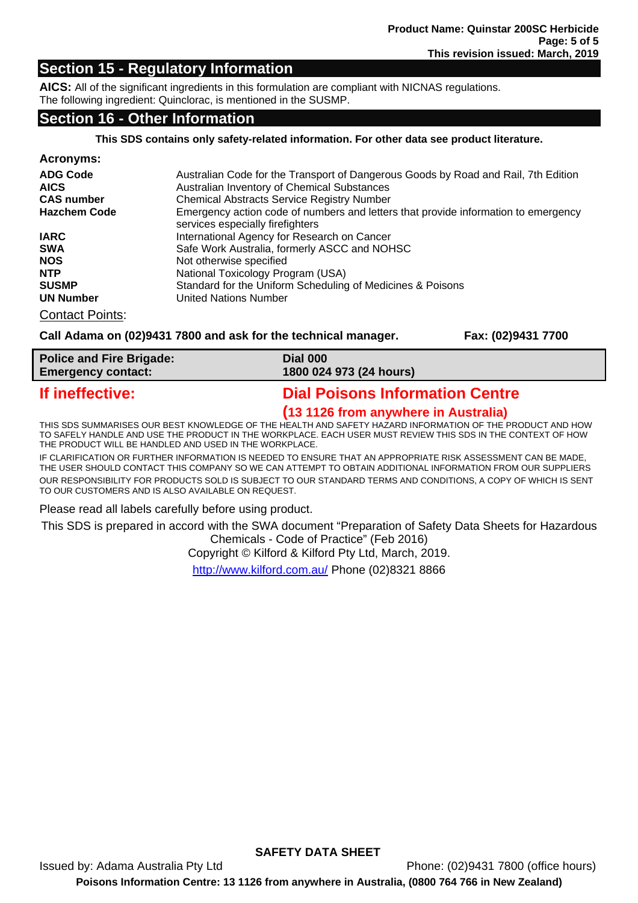## Section 15 - Regulatory Information

**AICS:** All of the significant ingredients in this formulation are compliant with NICNAS regulations.
The following ingredient: Quinclorac, is mentioned in the SUSMP.

## Section 16 - Other Information

**This SDS contains only safety-related information. For other data see product literature.**

**Acronyms:**

| | |
|---|---|
| **ADG Code** | Australian Code for the Transport of Dangerous Goods by Road and Rail, 7th Edition |
| **AICS** | Australian Inventory of Chemical Substances |
| **CAS number** | Chemical Abstracts Service Registry Number |
| **Hazchem Code** | Emergency action code of numbers and letters that provide information to emergency services especially firefighters |
| **IARC** | International Agency for Research on Cancer |
| **SWA** | Safe Work Australia, formerly ASCC and NOHSC |
| **NOS** | Not otherwise specified |
| **NTP** | National Toxicology Program (USA) |
| **SUSMP** | Standard for the Uniform Scheduling of Medicines & Poisons |
| **UN Number** | United Nations Number |

Contact Points:

**Call Adama on (02)9431 7800 and ask for the technical manager.** **Fax: (02)9431 7700**

| | |
|---|---|
| **Police and Fire Brigade:** | **Dial 000** |
| **Emergency contact:** | **1800 024 973 (24 hours)** |

**If ineffective:** **Dial Poisons Information Centre (13 1126 from anywhere in Australia)**

THIS SDS SUMMARISES OUR BEST KNOWLEDGE OF THE HEALTH AND SAFETY HAZARD INFORMATION OF THE PRODUCT AND HOW TO SAFELY HANDLE AND USE THE PRODUCT IN THE WORKPLACE. EACH USER MUST REVIEW THIS SDS IN THE CONTEXT OF HOW THE PRODUCT WILL BE HANDLED AND USED IN THE WORKPLACE.

IF CLARIFICATION OR FURTHER INFORMATION IS NEEDED TO ENSURE THAT AN APPROPRIATE RISK ASSESSMENT CAN BE MADE, THE USER SHOULD CONTACT THIS COMPANY SO WE CAN ATTEMPT TO OBTAIN ADDITIONAL INFORMATION FROM OUR SUPPLIERS OUR RESPONSIBILITY FOR PRODUCTS SOLD IS SUBJECT TO OUR STANDARD TERMS AND CONDITIONS, A COPY OF WHICH IS SENT TO OUR CUSTOMERS AND IS ALSO AVAILABLE ON REQUEST.

Please read all labels carefully before using product.

This SDS is prepared in accord with the SWA document "Preparation of Safety Data Sheets for Hazardous Chemicals - Code of Practice" (Feb 2016)

Copyright © Kilford & Kilford Pty Ltd, March, 2019.

http://www.kilford.com.au/ Phone (02)8321 8866